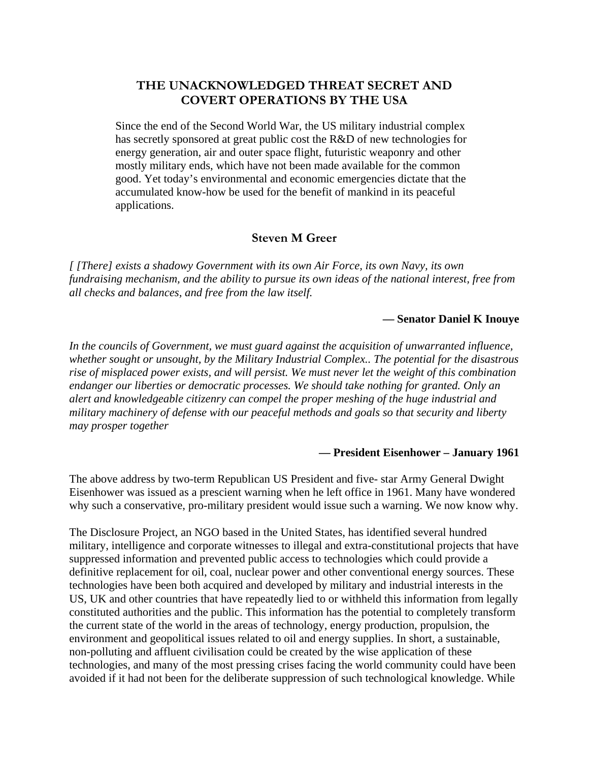# THE UNACKNOWLEDGED THREAT SECRET AND COVERT OPERATIONS BY THE USA

Since the end of the Second World War, the US military industrial complex has secretly sponsored at great public cost the R&D of new technologies for energy generation, air and outer space flight, futuristic weaponry and other mostly military ends, which have not been made available for the common good. Yet today's environmental and economic emergencies dictate that the accumulated know-how be used for the benefit of mankind in its peaceful applications.

**Steven M Greer**

*[ [There] exists a shadowy Government with its own Air Force, its own Navy, its own fundraising mechanism, and the ability to pursue its own ideas of the national interest, free from all checks and balances, and free from the law itself.*

**— Senator Daniel K Inouye**

*In the councils of Government, we must guard against the acquisition of unwarranted influence, whether sought or unsought, by the Military Industrial Complex.. The potential for the disastrous rise of misplaced power exists, and will persist. We must never let the weight of this combination endanger our liberties or democratic processes. We should take nothing for granted. Only an alert and knowledgeable citizenry can compel the proper meshing of the huge industrial and military machinery of defense with our peaceful methods and goals so that security and liberty may prosper together*

**— President Eisenhower – January 1961**

The above address by two-term Republican US President and five- star Army General Dwight Eisenhower was issued as a prescient warning when he left office in 1961. Many have wondered why such a conservative, pro-military president would issue such a warning. We now know why.

The Disclosure Project, an NGO based in the United States, has identified several hundred military, intelligence and corporate witnesses to illegal and extra-constitutional projects that have suppressed information and prevented public access to technologies which could provide a definitive replacement for oil, coal, nuclear power and other conventional energy sources. These technologies have been both acquired and developed by military and industrial interests in the US, UK and other countries that have repeatedly lied to or withheld this information from legally constituted authorities and the public. This information has the potential to completely transform the current state of the world in the areas of technology, energy production, propulsion, the environment and geopolitical issues related to oil and energy supplies. In short, a sustainable, non-polluting and affluent civilisation could be created by the wise application of these technologies, and many of the most pressing crises facing the world community could have been avoided if it had not been for the deliberate suppression of such technological knowledge. While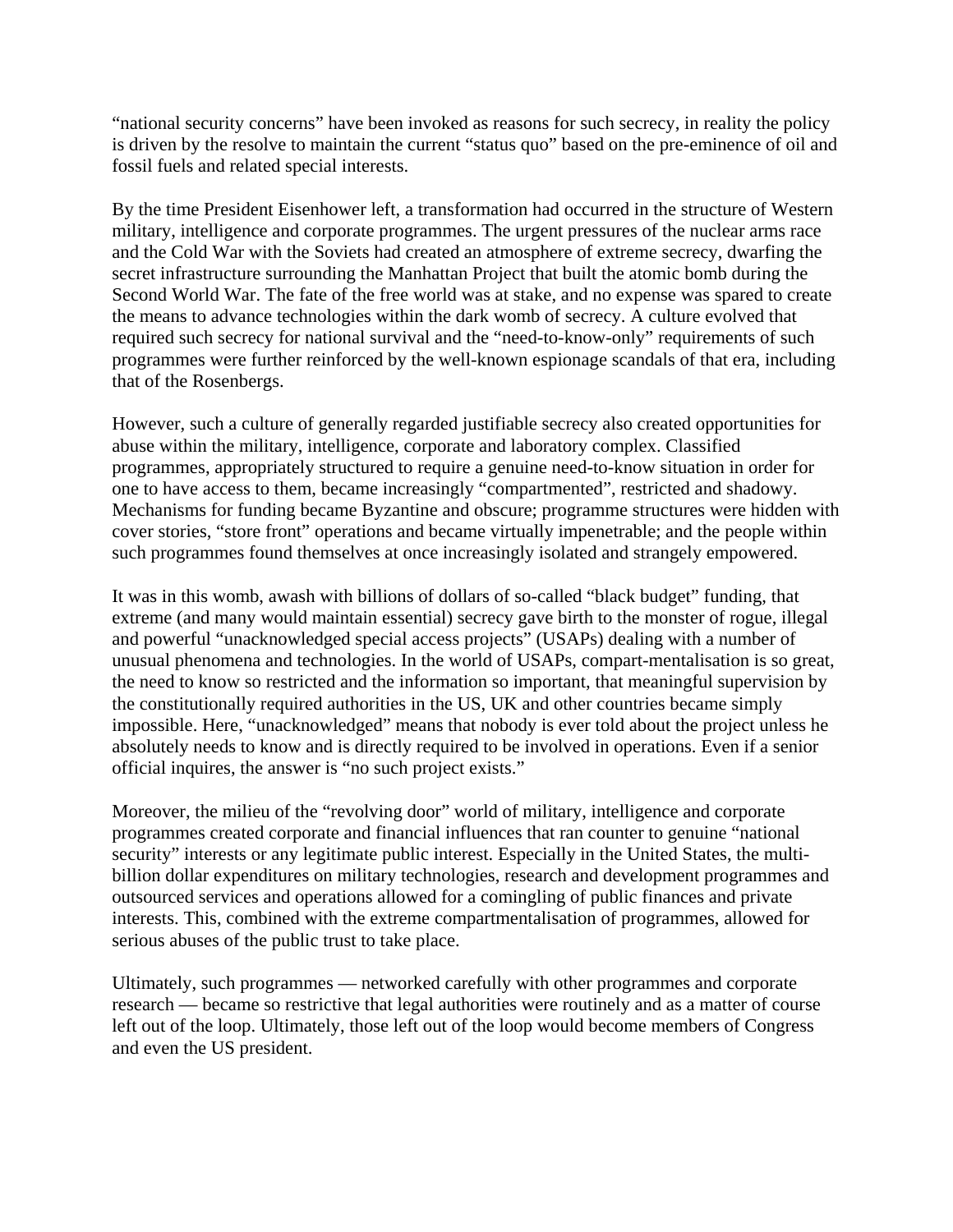"national security concerns" have been invoked as reasons for such secrecy, in reality the policy is driven by the resolve to maintain the current "status quo" based on the pre-eminence of oil and fossil fuels and related special interests.

By the time President Eisenhower left, a transformation had occurred in the structure of Western military, intelligence and corporate programmes. The urgent pressures of the nuclear arms race and the Cold War with the Soviets had created an atmosphere of extreme secrecy, dwarfing the secret infrastructure surrounding the Manhattan Project that built the atomic bomb during the Second World War. The fate of the free world was at stake, and no expense was spared to create the means to advance technologies within the dark womb of secrecy. A culture evolved that required such secrecy for national survival and the "need-to-know-only" requirements of such programmes were further reinforced by the well-known espionage scandals of that era, including that of the Rosenbergs.

However, such a culture of generally regarded justifiable secrecy also created opportunities for abuse within the military, intelligence, corporate and laboratory complex. Classified programmes, appropriately structured to require a genuine need-to-know situation in order for one to have access to them, became increasingly "compartmented", restricted and shadowy. Mechanisms for funding became Byzantine and obscure; programme structures were hidden with cover stories, "store front" operations and became virtually impenetrable; and the people within such programmes found themselves at once increasingly isolated and strangely empowered.

It was in this womb, awash with billions of dollars of so-called "black budget" funding, that extreme (and many would maintain essential) secrecy gave birth to the monster of rogue, illegal and powerful "unacknowledged special access projects" (USAPs) dealing with a number of unusual phenomena and technologies. In the world of USAPs, compart-mentalisation is so great, the need to know so restricted and the information so important, that meaningful supervision by the constitutionally required authorities in the US, UK and other countries became simply impossible. Here, "unacknowledged" means that nobody is ever told about the project unless he absolutely needs to know and is directly required to be involved in operations. Even if a senior official inquires, the answer is "no such project exists."

Moreover, the milieu of the "revolving door" world of military, intelligence and corporate programmes created corporate and financial influences that ran counter to genuine "national security" interests or any legitimate public interest. Especially in the United States, the multi-billion dollar expenditures on military technologies, research and development programmes and outsourced services and operations allowed for a comingling of public finances and private interests. This, combined with the extreme compartmentalisation of programmes, allowed for serious abuses of the public trust to take place.

Ultimately, such programmes — networked carefully with other programmes and corporate research — became so restrictive that legal authorities were routinely and as a matter of course left out of the loop. Ultimately, those left out of the loop would become members of Congress and even the US president.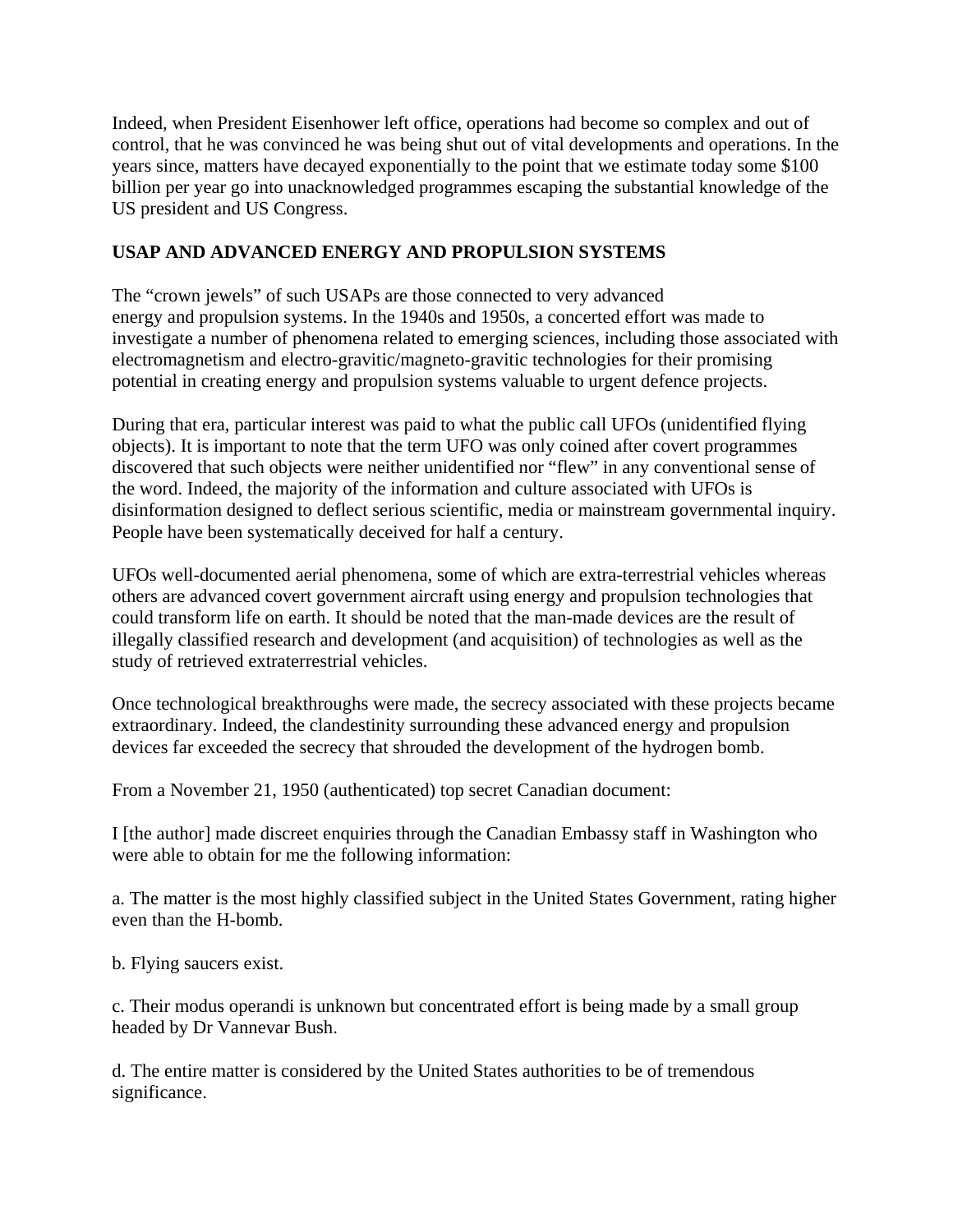Indeed, when President Eisenhower left office, operations had become so complex and out of control, that he was convinced he was being shut out of vital developments and operations. In the years since, matters have decayed exponentially to the point that we estimate today some $100 billion per year go into unacknowledged programmes escaping the substantial knowledge of the US president and US Congress.

**USAP AND ADVANCED ENERGY AND PROPULSION SYSTEMS**

The "crown jewels" of such USAPs are those connected to very advanced energy and propulsion systems. In the 1940s and 1950s, a concerted effort was made to investigate a number of phenomena related to emerging sciences, including those associated with electromagnetism and electro-gravitic/magneto-gravitic technologies for their promising potential in creating energy and propulsion systems valuable to urgent defence projects.

During that era, particular interest was paid to what the public call UFOs (unidentified flying objects). It is important to note that the term UFO was only coined after covert programmes discovered that such objects were neither unidentified nor "flew" in any conventional sense of the word. Indeed, the majority of the information and culture associated with UFOs is disinformation designed to deflect serious scientific, media or mainstream governmental inquiry. People have been systematically deceived for half a century.

UFOs well-documented aerial phenomena, some of which are extra-terrestrial vehicles whereas others are advanced covert government aircraft using energy and propulsion technologies that could transform life on earth. It should be noted that the man-made devices are the result of illegally classified research and development (and acquisition) of technologies as well as the study of retrieved extraterrestrial vehicles.

Once technological breakthroughs were made, the secrecy associated with these projects became extraordinary. Indeed, the clandestinity surrounding these advanced energy and propulsion devices far exceeded the secrecy that shrouded the development of the hydrogen bomb.

From a November 21, 1950 (authenticated) top secret Canadian document:

I [the author] made discreet enquiries through the Canadian Embassy staff in Washington who were able to obtain for me the following information:

a. The matter is the most highly classified subject in the United States Government, rating higher even than the H-bomb.

b. Flying saucers exist.

c. Their modus operandi is unknown but concentrated effort is being made by a small group headed by Dr Vannevar Bush.

d. The entire matter is considered by the United States authorities to be of tremendous significance.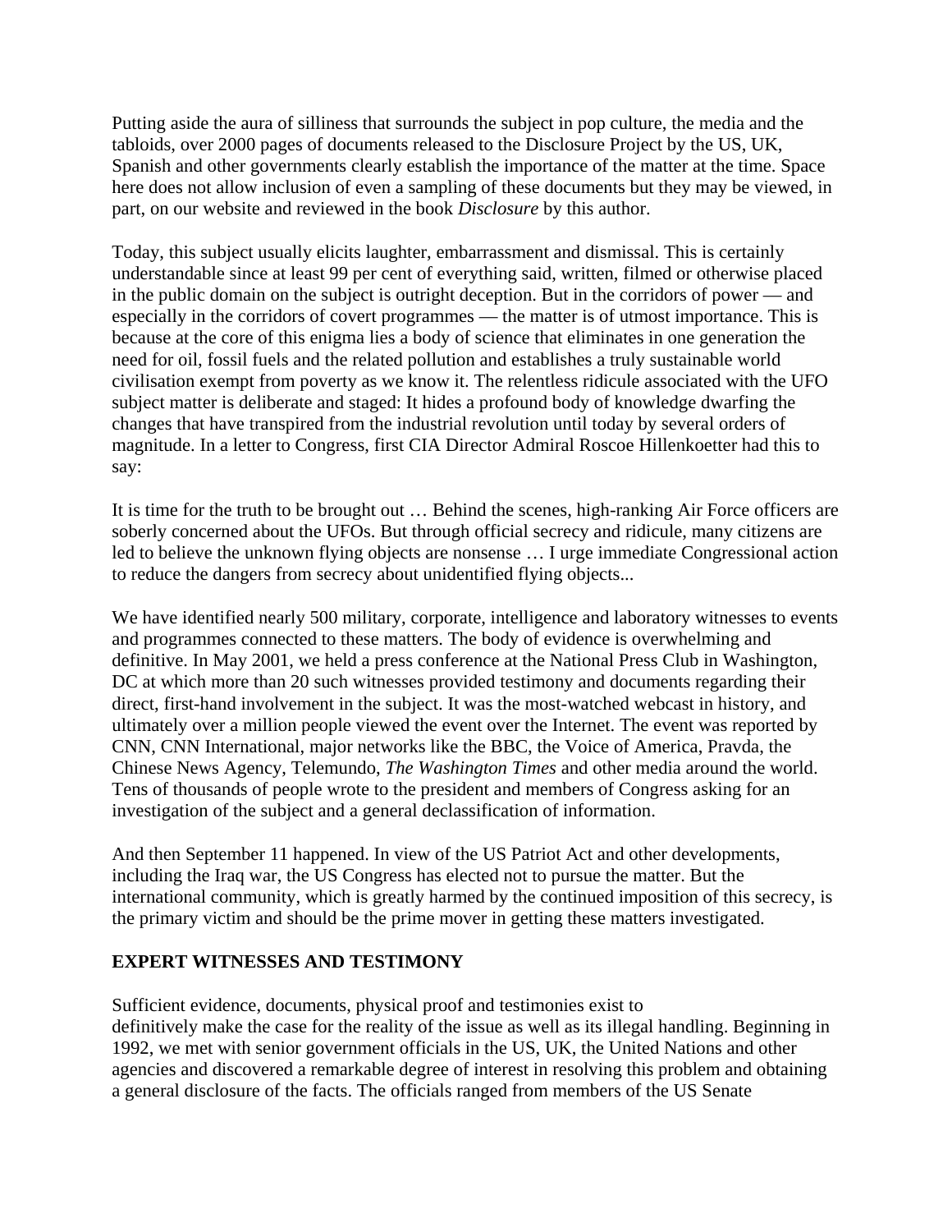Putting aside the aura of silliness that surrounds the subject in pop culture, the media and the tabloids, over 2000 pages of documents released to the Disclosure Project by the US, UK, Spanish and other governments clearly establish the importance of the matter at the time. Space here does not allow inclusion of even a sampling of these documents but they may be viewed, in part, on our website and reviewed in the book *Disclosure* by this author.

Today, this subject usually elicits laughter, embarrassment and dismissal. This is certainly understandable since at least 99 per cent of everything said, written, filmed or otherwise placed in the public domain on the subject is outright deception. But in the corridors of power — and especially in the corridors of covert programmes — the matter is of utmost importance. This is because at the core of this enigma lies a body of science that eliminates in one generation the need for oil, fossil fuels and the related pollution and establishes a truly sustainable world civilisation exempt from poverty as we know it. The relentless ridicule associated with the UFO subject matter is deliberate and staged: It hides a profound body of knowledge dwarfing the changes that have transpired from the industrial revolution until today by several orders of magnitude. In a letter to Congress, first CIA Director Admiral Roscoe Hillenkoetter had this to say:

It is time for the truth to be brought out … Behind the scenes, high-ranking Air Force officers are soberly concerned about the UFOs. But through official secrecy and ridicule, many citizens are led to believe the unknown flying objects are nonsense … I urge immediate Congressional action to reduce the dangers from secrecy about unidentified flying objects...

We have identified nearly 500 military, corporate, intelligence and laboratory witnesses to events and programmes connected to these matters. The body of evidence is overwhelming and definitive. In May 2001, we held a press conference at the National Press Club in Washington, DC at which more than 20 such witnesses provided testimony and documents regarding their direct, first-hand involvement in the subject. It was the most-watched webcast in history, and ultimately over a million people viewed the event over the Internet. The event was reported by CNN, CNN International, major networks like the BBC, the Voice of America, Pravda, the Chinese News Agency, Telemundo, *The Washington Times* and other media around the world. Tens of thousands of people wrote to the president and members of Congress asking for an investigation of the subject and a general declassification of information.

And then September 11 happened. In view of the US Patriot Act and other developments, including the Iraq war, the US Congress has elected not to pursue the matter. But the international community, which is greatly harmed by the continued imposition of this secrecy, is the primary victim and should be the prime mover in getting these matters investigated.

## EXPERT WITNESSES AND TESTIMONY

Sufficient evidence, documents, physical proof and testimonies exist to definitively make the case for the reality of the issue as well as its illegal handling. Beginning in 1992, we met with senior government officials in the US, UK, the United Nations and other agencies and discovered a remarkable degree of interest in resolving this problem and obtaining a general disclosure of the facts. The officials ranged from members of the US Senate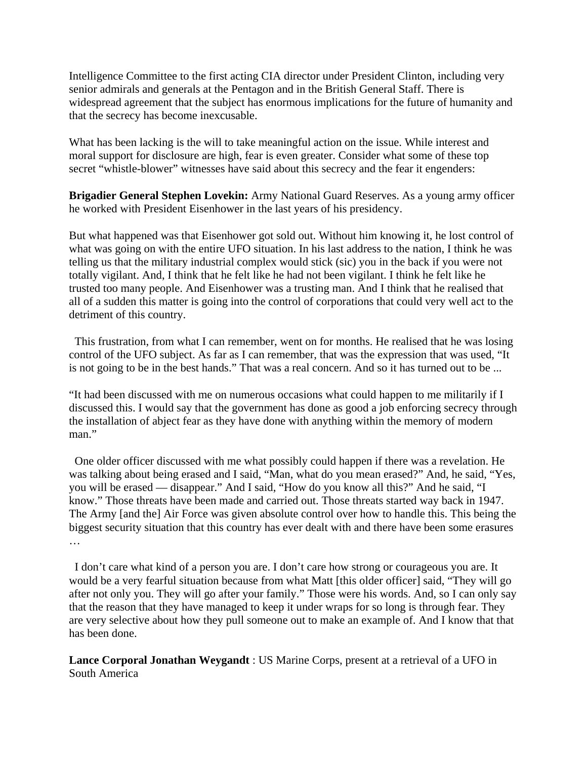Intelligence Committee to the first acting CIA director under President Clinton, including very senior admirals and generals at the Pentagon and in the British General Staff. There is widespread agreement that the subject has enormous implications for the future of humanity and that the secrecy has become inexcusable.

What has been lacking is the will to take meaningful action on the issue. While interest and moral support for disclosure are high, fear is even greater. Consider what some of these top secret "whistle-blower" witnesses have said about this secrecy and the fear it engenders:

**Brigadier General Stephen Lovekin:** Army National Guard Reserves. As a young army officer he worked with President Eisenhower in the last years of his presidency.

But what happened was that Eisenhower got sold out. Without him knowing it, he lost control of what was going on with the entire UFO situation. In his last address to the nation, I think he was telling us that the military industrial complex would stick (sic) you in the back if you were not totally vigilant. And, I think that he felt like he had not been vigilant. I think he felt like he trusted too many people. And Eisenhower was a trusting man. And I think that he realised that all of a sudden this matter is going into the control of corporations that could very well act to the detriment of this country.

This frustration, from what I can remember, went on for months. He realised that he was losing control of the UFO subject. As far as I can remember, that was the expression that was used, "It is not going to be in the best hands." That was a real concern. And so it has turned out to be ...

"It had been discussed with me on numerous occasions what could happen to me militarily if I discussed this. I would say that the government has done as good a job enforcing secrecy through the installation of abject fear as they have done with anything within the memory of modern man."

One older officer discussed with me what possibly could happen if there was a revelation. He was talking about being erased and I said, "Man, what do you mean erased?" And, he said, "Yes, you will be erased — disappear." And I said, "How do you know all this?" And he said, "I know." Those threats have been made and carried out. Those threats started way back in 1947. The Army [and the] Air Force was given absolute control over how to handle this. This being the biggest security situation that this country has ever dealt with and there have been some erasures …

I don't care what kind of a person you are. I don't care how strong or courageous you are. It would be a very fearful situation because from what Matt [this older officer] said, "They will go after not only you. They will go after your family." Those were his words. And, so I can only say that the reason that they have managed to keep it under wraps for so long is through fear. They are very selective about how they pull someone out to make an example of. And I know that that has been done.

**Lance Corporal Jonathan Weygandt** : US Marine Corps, present at a retrieval of a UFO in South America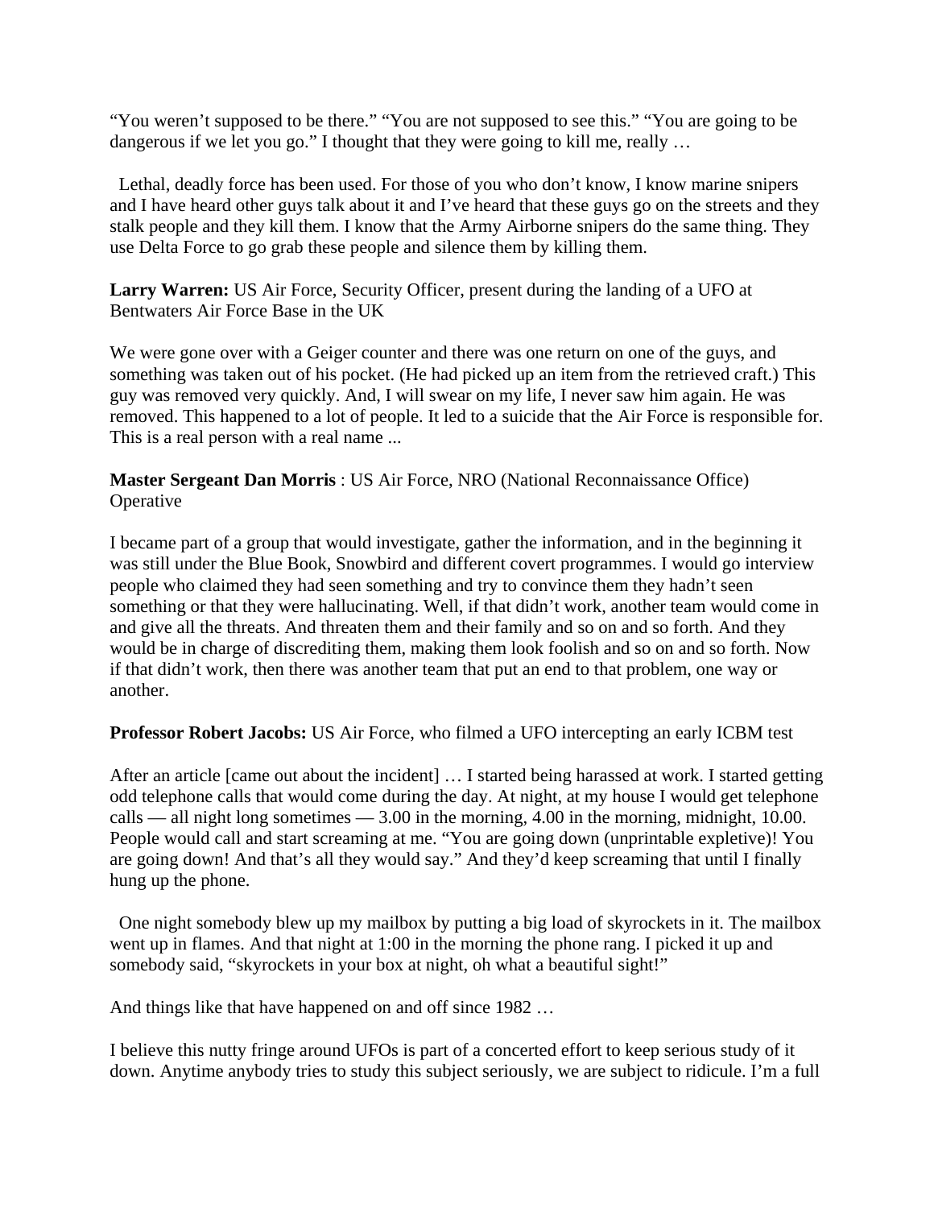"You weren't supposed to be there." "You are not supposed to see this." "You are going to be dangerous if we let you go." I thought that they were going to kill me, really …

Lethal, deadly force has been used. For those of you who don't know, I know marine snipers and I have heard other guys talk about it and I've heard that these guys go on the streets and they stalk people and they kill them. I know that the Army Airborne snipers do the same thing. They use Delta Force to go grab these people and silence them by killing them.

**Larry Warren:** US Air Force, Security Officer, present during the landing of a UFO at Bentwaters Air Force Base in the UK

We were gone over with a Geiger counter and there was one return on one of the guys, and something was taken out of his pocket. (He had picked up an item from the retrieved craft.) This guy was removed very quickly. And, I will swear on my life, I never saw him again. He was removed. This happened to a lot of people. It led to a suicide that the Air Force is responsible for. This is a real person with a real name ...

**Master Sergeant Dan Morris** : US Air Force, NRO (National Reconnaissance Office) Operative

I became part of a group that would investigate, gather the information, and in the beginning it was still under the Blue Book, Snowbird and different covert programmes. I would go interview people who claimed they had seen something and try to convince them they hadn't seen something or that they were hallucinating. Well, if that didn't work, another team would come in and give all the threats. And threaten them and their family and so on and so forth. And they would be in charge of discrediting them, making them look foolish and so on and so forth. Now if that didn't work, then there was another team that put an end to that problem, one way or another.

**Professor Robert Jacobs:** US Air Force, who filmed a UFO intercepting an early ICBM test

After an article [came out about the incident] … I started being harassed at work. I started getting odd telephone calls that would come during the day. At night, at my house I would get telephone calls — all night long sometimes — 3.00 in the morning, 4.00 in the morning, midnight, 10.00. People would call and start screaming at me. "You are going down (unprintable expletive)! You are going down! And that's all they would say." And they'd keep screaming that until I finally hung up the phone.

One night somebody blew up my mailbox by putting a big load of skyrockets in it. The mailbox went up in flames. And that night at 1:00 in the morning the phone rang. I picked it up and somebody said, "skyrockets in your box at night, oh what a beautiful sight!"

And things like that have happened on and off since 1982 …

I believe this nutty fringe around UFOs is part of a concerted effort to keep serious study of it down. Anytime anybody tries to study this subject seriously, we are subject to ridicule. I'm a full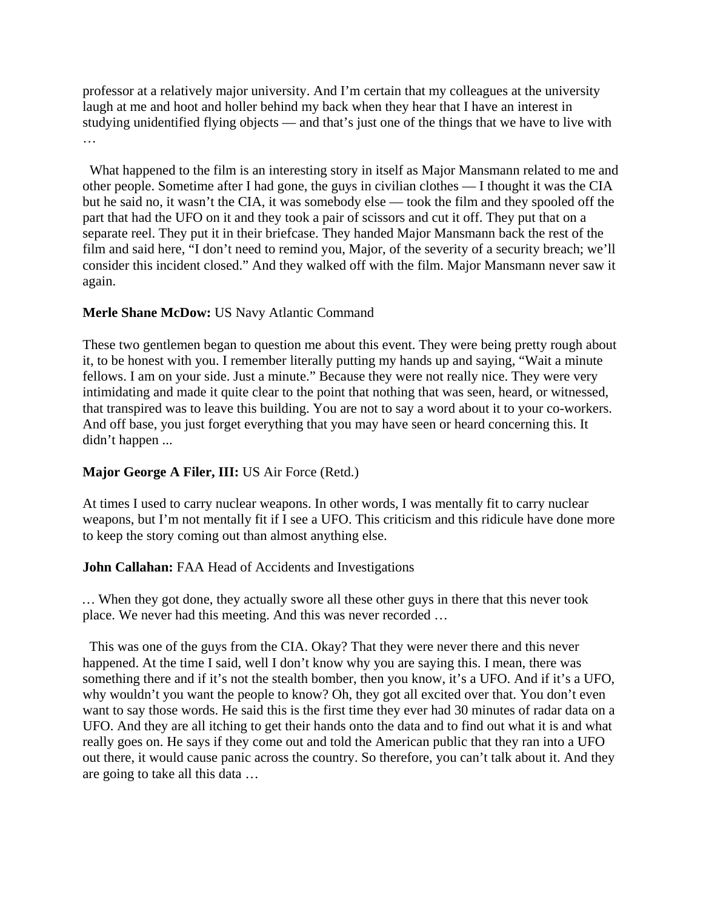professor at a relatively major university. And I'm certain that my colleagues at the university laugh at me and hoot and holler behind my back when they hear that I have an interest in studying unidentified flying objects — and that's just one of the things that we have to live with …

What happened to the film is an interesting story in itself as Major Mansmann related to me and other people. Sometime after I had gone, the guys in civilian clothes — I thought it was the CIA but he said no, it wasn't the CIA, it was somebody else — took the film and they spooled off the part that had the UFO on it and they took a pair of scissors and cut it off. They put that on a separate reel. They put it in their briefcase. They handed Major Mansmann back the rest of the film and said here, "I don't need to remind you, Major, of the severity of a security breach; we'll consider this incident closed." And they walked off with the film. Major Mansmann never saw it again.

**Merle Shane McDow:** US Navy Atlantic Command

These two gentlemen began to question me about this event. They were being pretty rough about it, to be honest with you. I remember literally putting my hands up and saying, "Wait a minute fellows. I am on your side. Just a minute." Because they were not really nice. They were very intimidating and made it quite clear to the point that nothing that was seen, heard, or witnessed, that transpired was to leave this building. You are not to say a word about it to your co-workers. And off base, you just forget everything that you may have seen or heard concerning this. It didn't happen ...

**Major George A Filer, III:** US Air Force (Retd.)

At times I used to carry nuclear weapons. In other words, I was mentally fit to carry nuclear weapons, but I'm not mentally fit if I see a UFO. This criticism and this ridicule have done more to keep the story coming out than almost anything else.

**John Callahan:** FAA Head of Accidents and Investigations

… When they got done, they actually swore all these other guys in there that this never took place. We never had this meeting. And this was never recorded …

This was one of the guys from the CIA. Okay? That they were never there and this never happened. At the time I said, well I don't know why you are saying this. I mean, there was something there and if it's not the stealth bomber, then you know, it's a UFO. And if it's a UFO, why wouldn't you want the people to know? Oh, they got all excited over that. You don't even want to say those words. He said this is the first time they ever had 30 minutes of radar data on a UFO. And they are all itching to get their hands onto the data and to find out what it is and what really goes on. He says if they come out and told the American public that they ran into a UFO out there, it would cause panic across the country. So therefore, you can't talk about it. And they are going to take all this data …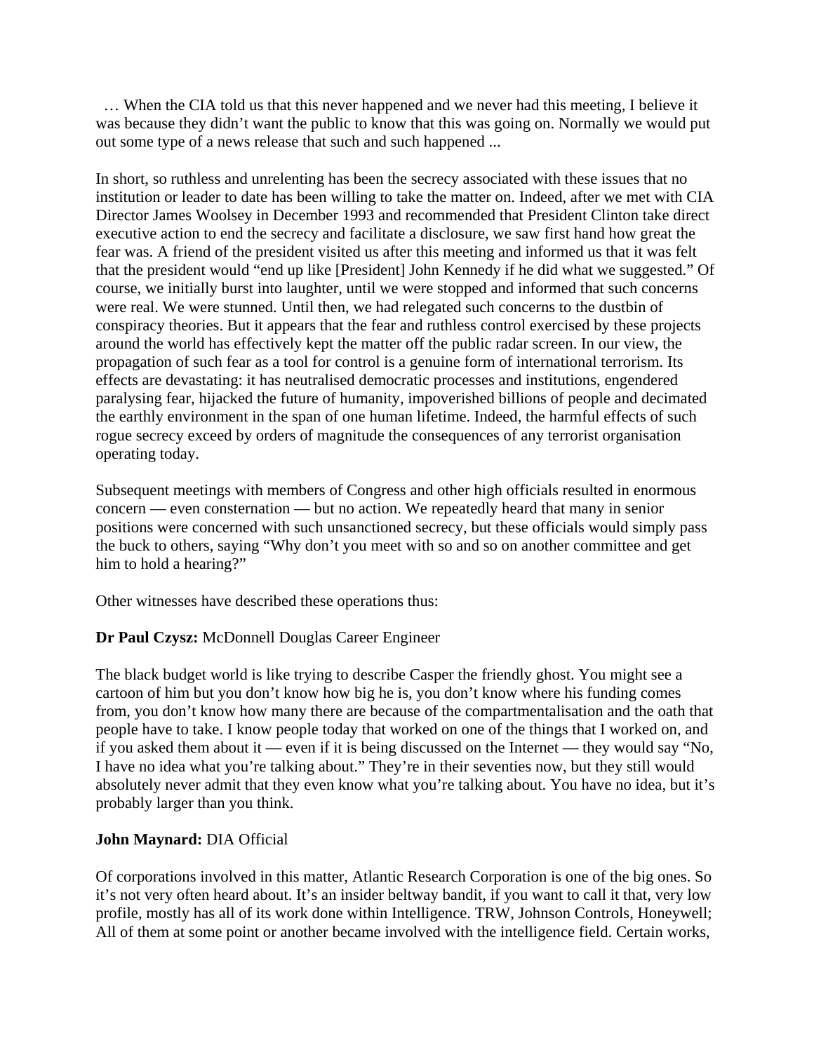… When the CIA told us that this never happened and we never had this meeting, I believe it was because they didn't want the public to know that this was going on. Normally we would put out some type of a news release that such and such happened ...

In short, so ruthless and unrelenting has been the secrecy associated with these issues that no institution or leader to date has been willing to take the matter on. Indeed, after we met with CIA Director James Woolsey in December 1993 and recommended that President Clinton take direct executive action to end the secrecy and facilitate a disclosure, we saw first hand how great the fear was. A friend of the president visited us after this meeting and informed us that it was felt that the president would "end up like [President] John Kennedy if he did what we suggested." Of course, we initially burst into laughter, until we were stopped and informed that such concerns were real. We were stunned. Until then, we had relegated such concerns to the dustbin of conspiracy theories. But it appears that the fear and ruthless control exercised by these projects around the world has effectively kept the matter off the public radar screen. In our view, the propagation of such fear as a tool for control is a genuine form of international terrorism. Its effects are devastating: it has neutralised democratic processes and institutions, engendered paralysing fear, hijacked the future of humanity, impoverished billions of people and decimated the earthly environment in the span of one human lifetime. Indeed, the harmful effects of such rogue secrecy exceed by orders of magnitude the consequences of any terrorist organisation operating today.

Subsequent meetings with members of Congress and other high officials resulted in enormous concern — even consternation — but no action. We repeatedly heard that many in senior positions were concerned with such unsanctioned secrecy, but these officials would simply pass the buck to others, saying "Why don't you meet with so and so on another committee and get him to hold a hearing?"

Other witnesses have described these operations thus:

**Dr Paul Czysz:** McDonnell Douglas Career Engineer

The black budget world is like trying to describe Casper the friendly ghost. You might see a cartoon of him but you don't know how big he is, you don't know where his funding comes from, you don't know how many there are because of the compartmentalisation and the oath that people have to take. I know people today that worked on one of the things that I worked on, and if you asked them about it — even if it is being discussed on the Internet — they would say "No, I have no idea what you're talking about." They're in their seventies now, but they still would absolutely never admit that they even know what you're talking about. You have no idea, but it's probably larger than you think.

**John Maynard:** DIA Official

Of corporations involved in this matter, Atlantic Research Corporation is one of the big ones. So it's not very often heard about. It's an insider beltway bandit, if you want to call it that, very low profile, mostly has all of its work done within Intelligence. TRW, Johnson Controls, Honeywell; All of them at some point or another became involved with the intelligence field. Certain works,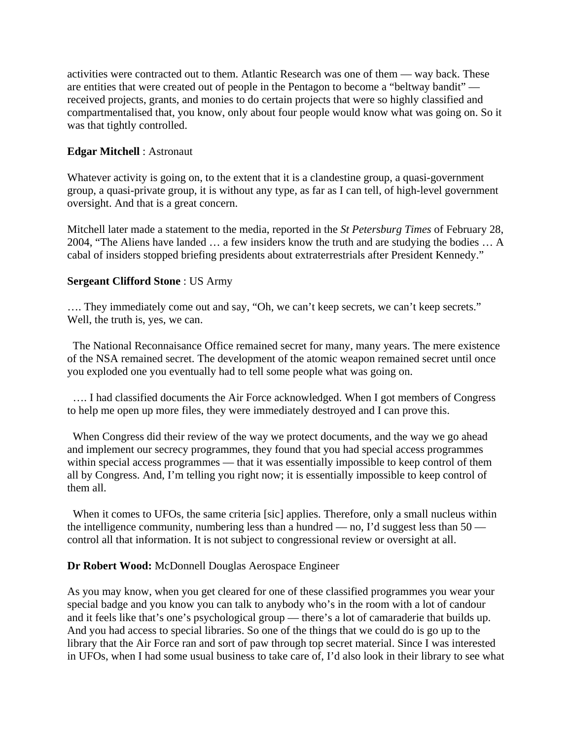activities were contracted out to them. Atlantic Research was one of them — way back. These are entities that were created out of people in the Pentagon to become a "beltway bandit" — received projects, grants, and monies to do certain projects that were so highly classified and compartmentalised that, you know, only about four people would know what was going on. So it was that tightly controlled.

**Edgar Mitchell** : Astronaut

Whatever activity is going on, to the extent that it is a clandestine group, a quasi-government group, a quasi-private group, it is without any type, as far as I can tell, of high-level government oversight. And that is a great concern.

Mitchell later made a statement to the media, reported in the *St Petersburg Times* of February 28, 2004, "The Aliens have landed … a few insiders know the truth and are studying the bodies … A cabal of insiders stopped briefing presidents about extraterrestrials after President Kennedy."

**Sergeant Clifford Stone** : US Army

…. They immediately come out and say, "Oh, we can't keep secrets, we can't keep secrets." Well, the truth is, yes, we can.

The National Reconnaisance Office remained secret for many, many years. The mere existence of the NSA remained secret. The development of the atomic weapon remained secret until once you exploded one you eventually had to tell some people what was going on.

…. I had classified documents the Air Force acknowledged. When I got members of Congress to help me open up more files, they were immediately destroyed and I can prove this.

When Congress did their review of the way we protect documents, and the way we go ahead and implement our secrecy programmes, they found that you had special access programmes within special access programmes — that it was essentially impossible to keep control of them all by Congress. And, I'm telling you right now; it is essentially impossible to keep control of them all.

When it comes to UFOs, the same criteria [sic] applies. Therefore, only a small nucleus within the intelligence community, numbering less than a hundred — no, I'd suggest less than 50 — control all that information. It is not subject to congressional review or oversight at all.

**Dr Robert Wood:** McDonnell Douglas Aerospace Engineer

As you may know, when you get cleared for one of these classified programmes you wear your special badge and you know you can talk to anybody who's in the room with a lot of candour and it feels like that's one's psychological group — there's a lot of camaraderie that builds up. And you had access to special libraries. So one of the things that we could do is go up to the library that the Air Force ran and sort of paw through top secret material. Since I was interested in UFOs, when I had some usual business to take care of, I'd also look in their library to see what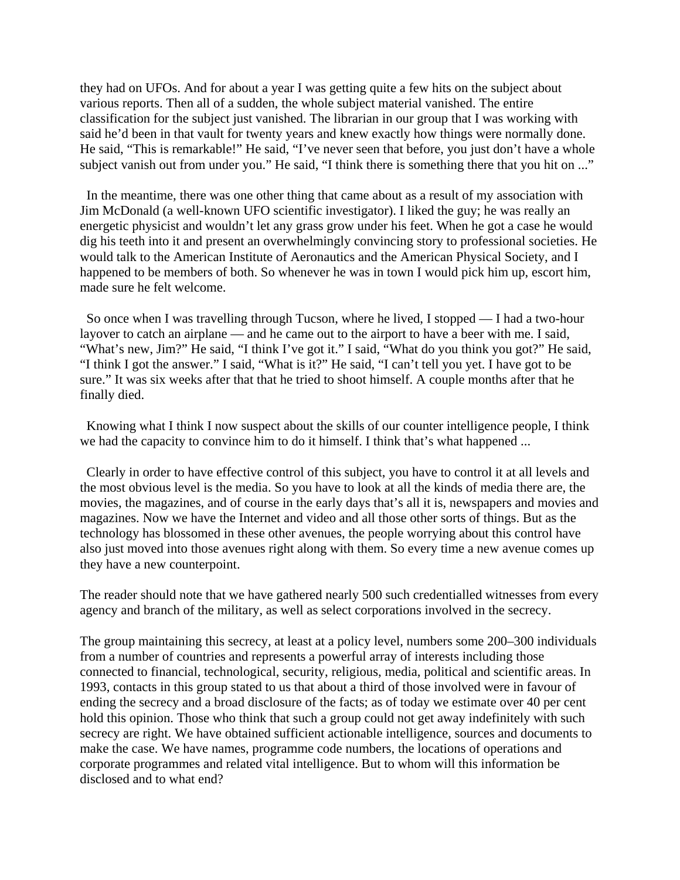they had on UFOs. And for about a year I was getting quite a few hits on the subject about various reports. Then all of a sudden, the whole subject material vanished. The entire classification for the subject just vanished. The librarian in our group that I was working with said he'd been in that vault for twenty years and knew exactly how things were normally done. He said, "This is remarkable!" He said, "I've never seen that before, you just don't have a whole subject vanish out from under you." He said, "I think there is something there that you hit on ..."

In the meantime, there was one other thing that came about as a result of my association with Jim McDonald (a well-known UFO scientific investigator). I liked the guy; he was really an energetic physicist and wouldn't let any grass grow under his feet. When he got a case he would dig his teeth into it and present an overwhelmingly convincing story to professional societies. He would talk to the American Institute of Aeronautics and the American Physical Society, and I happened to be members of both. So whenever he was in town I would pick him up, escort him, made sure he felt welcome.

So once when I was travelling through Tucson, where he lived, I stopped — I had a two-hour layover to catch an airplane — and he came out to the airport to have a beer with me. I said, "What's new, Jim?" He said, "I think I've got it." I said, "What do you think you got?" He said, "I think I got the answer." I said, "What is it?" He said, "I can't tell you yet. I have got to be sure." It was six weeks after that that he tried to shoot himself. A couple months after that he finally died.

Knowing what I think I now suspect about the skills of our counter intelligence people, I think we had the capacity to convince him to do it himself. I think that's what happened ...

Clearly in order to have effective control of this subject, you have to control it at all levels and the most obvious level is the media. So you have to look at all the kinds of media there are, the movies, the magazines, and of course in the early days that's all it is, newspapers and movies and magazines. Now we have the Internet and video and all those other sorts of things. But as the technology has blossomed in these other avenues, the people worrying about this control have also just moved into those avenues right along with them. So every time a new avenue comes up they have a new counterpoint.

The reader should note that we have gathered nearly 500 such credentialled witnesses from every agency and branch of the military, as well as select corporations involved in the secrecy.

The group maintaining this secrecy, at least at a policy level, numbers some 200–300 individuals from a number of countries and represents a powerful array of interests including those connected to financial, technological, security, religious, media, political and scientific areas. In 1993, contacts in this group stated to us that about a third of those involved were in favour of ending the secrecy and a broad disclosure of the facts; as of today we estimate over 40 per cent hold this opinion. Those who think that such a group could not get away indefinitely with such secrecy are right. We have obtained sufficient actionable intelligence, sources and documents to make the case. We have names, programme code numbers, the locations of operations and corporate programmes and related vital intelligence. But to whom will this information be disclosed and to what end?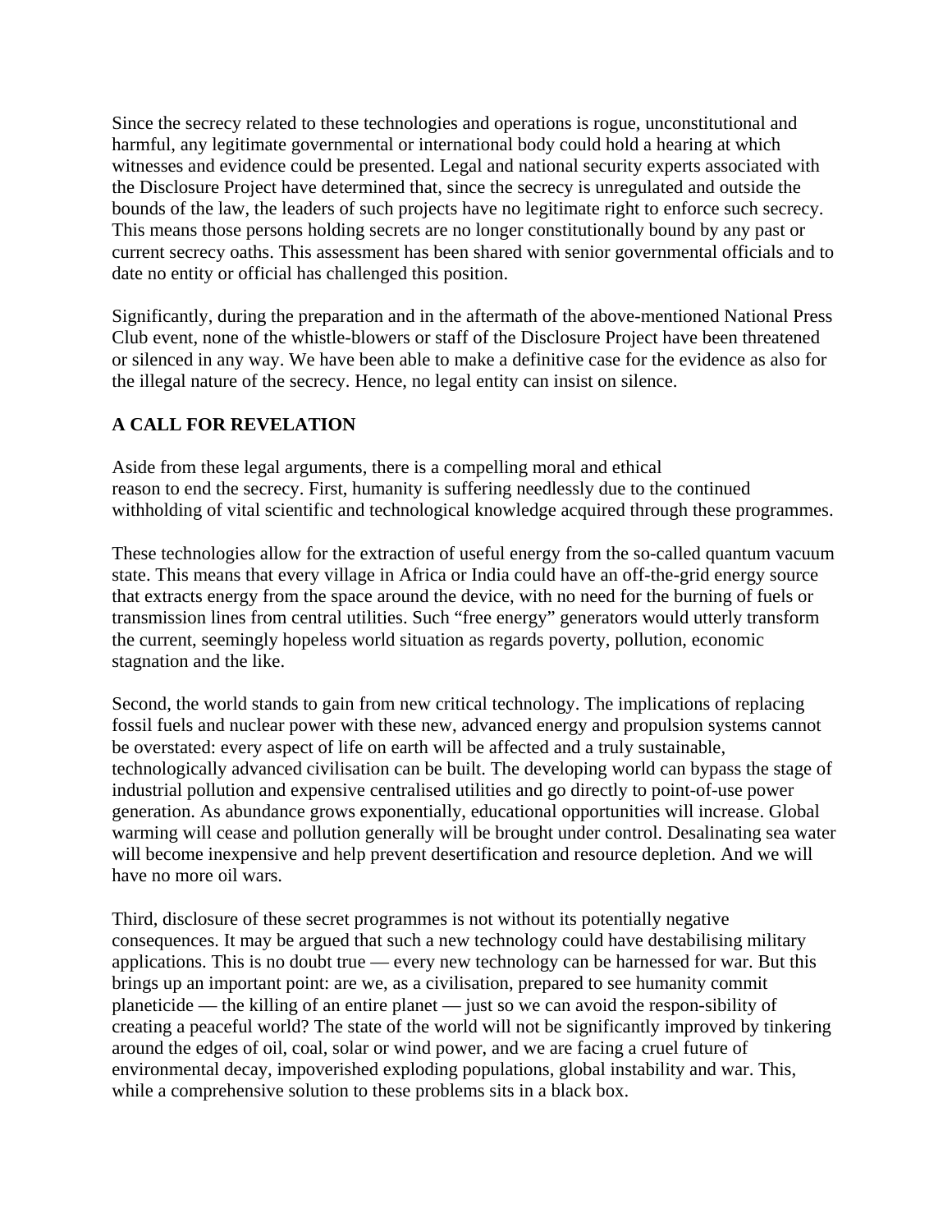Since the secrecy related to these technologies and operations is rogue, unconstitutional and harmful, any legitimate governmental or international body could hold a hearing at which witnesses and evidence could be presented. Legal and national security experts associated with the Disclosure Project have determined that, since the secrecy is unregulated and outside the bounds of the law, the leaders of such projects have no legitimate right to enforce such secrecy. This means those persons holding secrets are no longer constitutionally bound by any past or current secrecy oaths. This assessment has been shared with senior governmental officials and to date no entity or official has challenged this position.

Significantly, during the preparation and in the aftermath of the above-mentioned National Press Club event, none of the whistle-blowers or staff of the Disclosure Project have been threatened or silenced in any way. We have been able to make a definitive case for the evidence as also for the illegal nature of the secrecy. Hence, no legal entity can insist on silence.

**A CALL FOR REVELATION**

Aside from these legal arguments, there is a compelling moral and ethical reason to end the secrecy. First, humanity is suffering needlessly due to the continued withholding of vital scientific and technological knowledge acquired through these programmes.

These technologies allow for the extraction of useful energy from the so-called quantum vacuum state. This means that every village in Africa or India could have an off-the-grid energy source that extracts energy from the space around the device, with no need for the burning of fuels or transmission lines from central utilities. Such "free energy" generators would utterly transform the current, seemingly hopeless world situation as regards poverty, pollution, economic stagnation and the like.

Second, the world stands to gain from new critical technology. The implications of replacing fossil fuels and nuclear power with these new, advanced energy and propulsion systems cannot be overstated: every aspect of life on earth will be affected and a truly sustainable, technologically advanced civilisation can be built. The developing world can bypass the stage of industrial pollution and expensive centralised utilities and go directly to point-of-use power generation. As abundance grows exponentially, educational opportunities will increase. Global warming will cease and pollution generally will be brought under control. Desalinating sea water will become inexpensive and help prevent desertification and resource depletion. And we will have no more oil wars.

Third, disclosure of these secret programmes is not without its potentially negative consequences. It may be argued that such a new technology could have destabilising military applications. This is no doubt true — every new technology can be harnessed for war. But this brings up an important point: are we, as a civilisation, prepared to see humanity commit planeticide — the killing of an entire planet — just so we can avoid the respon-sibility of creating a peaceful world? The state of the world will not be significantly improved by tinkering around the edges of oil, coal, solar or wind power, and we are facing a cruel future of environmental decay, impoverished exploding populations, global instability and war. This, while a comprehensive solution to these problems sits in a black box.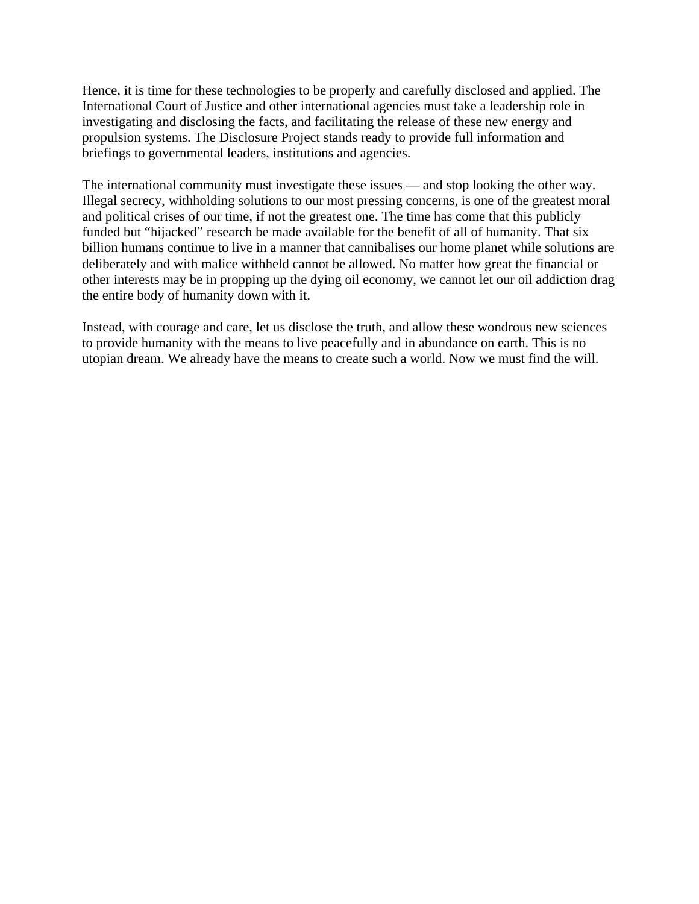Hence, it is time for these technologies to be properly and carefully disclosed and applied. The International Court of Justice and other international agencies must take a leadership role in investigating and disclosing the facts, and facilitating the release of these new energy and propulsion systems. The Disclosure Project stands ready to provide full information and briefings to governmental leaders, institutions and agencies.

The international community must investigate these issues — and stop looking the other way. Illegal secrecy, withholding solutions to our most pressing concerns, is one of the greatest moral and political crises of our time, if not the greatest one. The time has come that this publicly funded but "hijacked" research be made available for the benefit of all of humanity. That six billion humans continue to live in a manner that cannibalises our home planet while solutions are deliberately and with malice withheld cannot be allowed. No matter how great the financial or other interests may be in propping up the dying oil economy, we cannot let our oil addiction drag the entire body of humanity down with it.

Instead, with courage and care, let us disclose the truth, and allow these wondrous new sciences to provide humanity with the means to live peacefully and in abundance on earth. This is no utopian dream. We already have the means to create such a world. Now we must find the will.